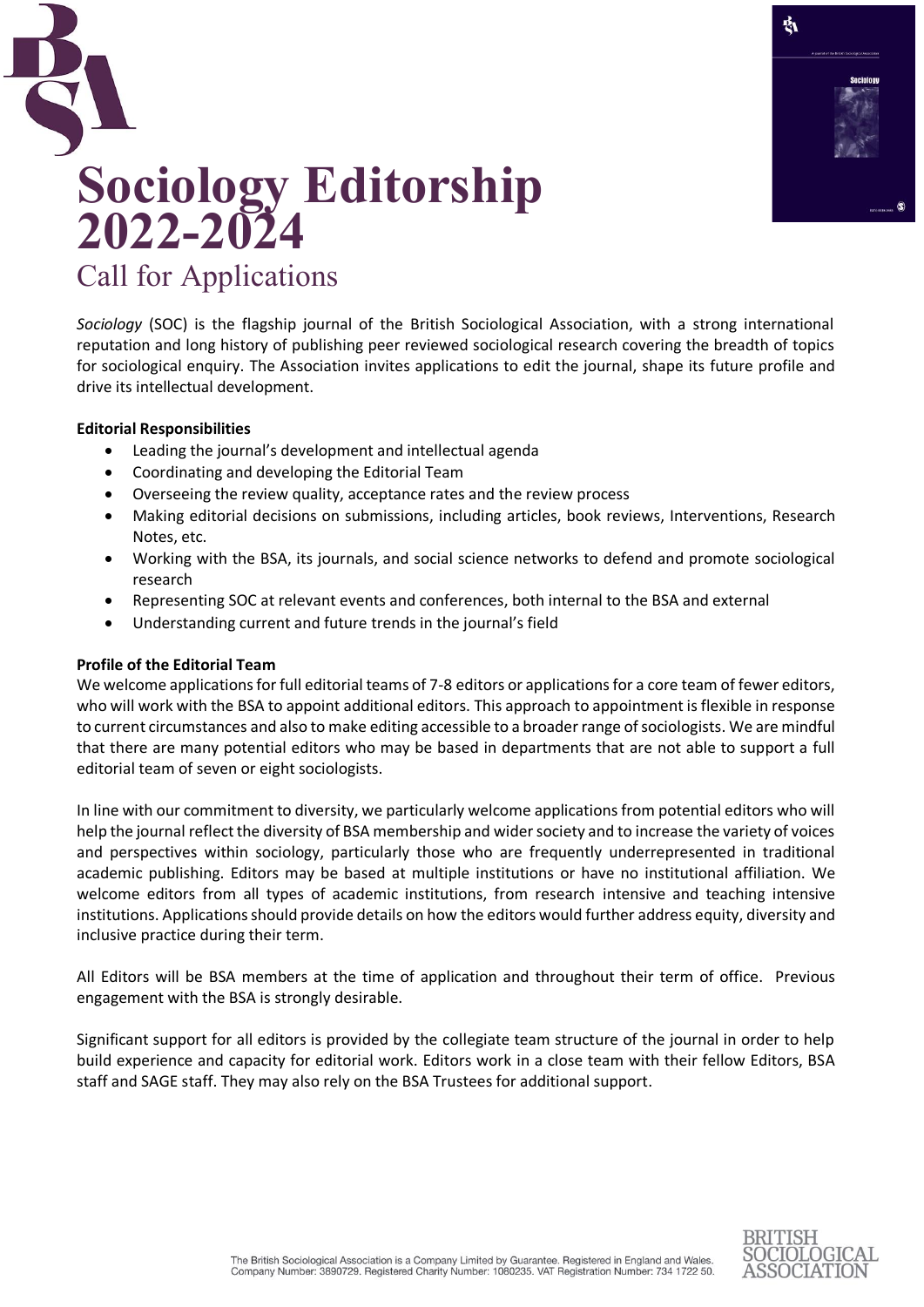# Sociology Editorship 2022-2024

## Call for Applications

*Sociology* (SOC) is the flagship journal of the British Sociological Association, with a strong international reputation and long history of publishing peer reviewed sociological research covering the breadth of topics for sociological enquiry. The Association invites applications to edit the journal, shape its future profile and drive its intellectual development.

**Editorial Responsibilities**

- Leading the journal's development and intellectual agenda
- Coordinating and developing the Editorial Team
- Overseeing the review quality, acceptance rates and the review process
- Making editorial decisions on submissions, including articles, book reviews, Interventions, Research Notes, etc.
- Working with the BSA, its journals, and social science networks to defend and promote sociological research
- Representing SOC at relevant events and conferences, both internal to the BSA and external
- Understanding current and future trends in the journal's field

**Profile of the Editorial Team**

We welcome applications for full editorial teams of 7-8 editors or applications for a core team of fewer editors, who will work with the BSA to appoint additional editors. This approach to appointment is flexible in response to current circumstances and also to make editing accessible to a broader range of sociologists. We are mindful that there are many potential editors who may be based in departments that are not able to support a full editorial team of seven or eight sociologists.

In line with our commitment to diversity, we particularly welcome applications from potential editors who will help the journal reflect the diversity of BSA membership and wider society and to increase the variety of voices and perspectives within sociology, particularly those who are frequently underrepresented in traditional academic publishing. Editors may be based at multiple institutions or have no institutional affiliation. We welcome editors from all types of academic institutions, from research intensive and teaching intensive institutions. Applications should provide details on how the editors would further address equity, diversity and inclusive practice during their term.

All Editors will be BSA members at the time of application and throughout their term of office. Previous engagement with the BSA is strongly desirable.

Significant support for all editors is provided by the collegiate team structure of the journal in order to help build experience and capacity for editorial work. Editors work in a close team with their fellow Editors, BSA staff and SAGE staff. They may also rely on the BSA Trustees for additional support.

The British Sociological Association is a Company Limited by Guarantee. Registered in England and Wales. Company Number: 3890729. Registered Charity Number: 1080235. VAT Registration Number: 734 1722 50.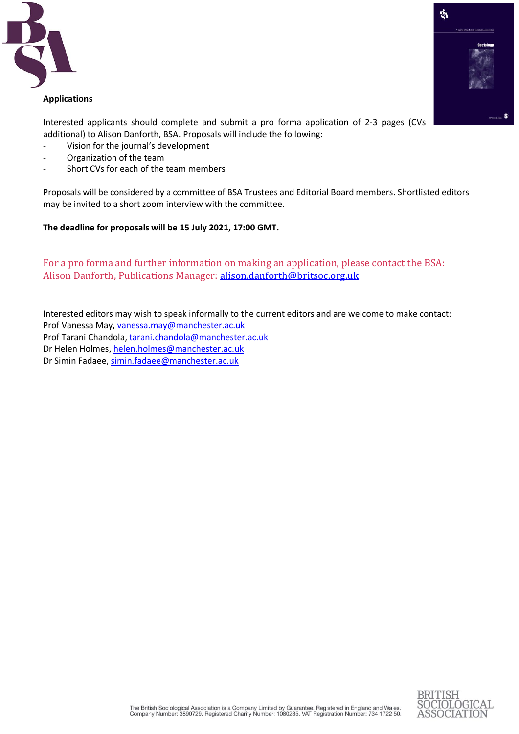**Applications**

Interested applicants should complete and submit a pro forma application of 2-3 pages (CVs additional) to Alison Danforth, BSA. Proposals will include the following:

- Vision for the journal's development
- Organization of the team
- Short CVs for each of the team members

Proposals will be considered by a committee of BSA Trustees and Editorial Board members. Shortlisted editors may be invited to a short zoom interview with the committee.

**The deadline for proposals will be 15 July 2021, 17:00 GMT.**

For a pro forma and further information on making an application, please contact the BSA:
Alison Danforth, Publications Manager: alison.danforth@britsoc.org.uk

Interested editors may wish to speak informally to the current editors and are welcome to make contact:
Prof Vanessa May, vanessa.may@manchester.ac.uk
Prof Tarani Chandola, tarani.chandola@manchester.ac.uk
Dr Helen Holmes, helen.holmes@manchester.ac.uk
Dr Simin Fadaee, simin.fadaee@manchester.ac.uk

The British Sociological Association is a Company Limited by Guarantee. Registered in England and Wales.
Company Number: 3890729. Registered Charity Number: 1080235. VAT Registration Number: 734 1722 50.